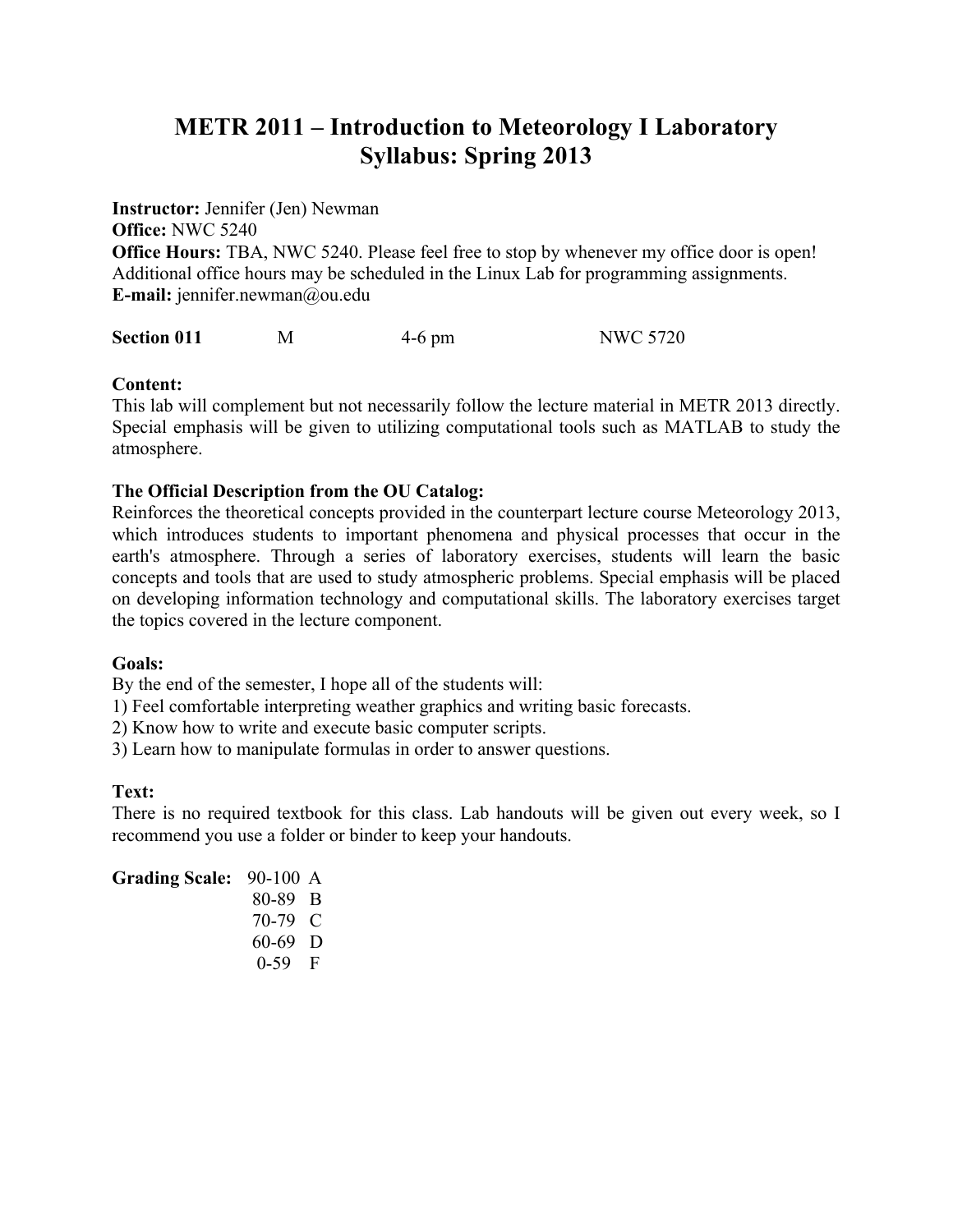# METR 2011 – Introduction to Meteorology I Laboratory
## Syllabus: Spring 2013

**Instructor:** Jennifer (Jen) Newman
**Office:** NWC 5240
**Office Hours:** TBA, NWC 5240. Please feel free to stop by whenever my office door is open! Additional office hours may be scheduled in the Linux Lab for programming assignments.
**E-mail:** jennifer.newman@ou.edu

| **Section 011** | M | 4-6 pm | NWC 5720 |
|---|---|---|---|

**Content:**
This lab will complement but not necessarily follow the lecture material in METR 2013 directly. Special emphasis will be given to utilizing computational tools such as MATLAB to study the atmosphere.

**The Official Description from the OU Catalog:**
Reinforces the theoretical concepts provided in the counterpart lecture course Meteorology 2013, which introduces students to important phenomena and physical processes that occur in the earth's atmosphere. Through a series of laboratory exercises, students will learn the basic concepts and tools that are used to study atmospheric problems. Special emphasis will be placed on developing information technology and computational skills. The laboratory exercises target the topics covered in the lecture component.

**Goals:**
By the end of the semester, I hope all of the students will:
1) Feel comfortable interpreting weather graphics and writing basic forecasts.
2) Know how to write and execute basic computer scripts.
3) Learn how to manipulate formulas in order to answer questions.

**Text:**
There is no required textbook for this class. Lab handouts will be given out every week, so I recommend you use a folder or binder to keep your handouts.

**Grading Scale:**

| | |
|---|---|
| 90-100 | A |
| 80-89 | B |
| 70-79 | C |
| 60-69 | D |
| 0-59 | F |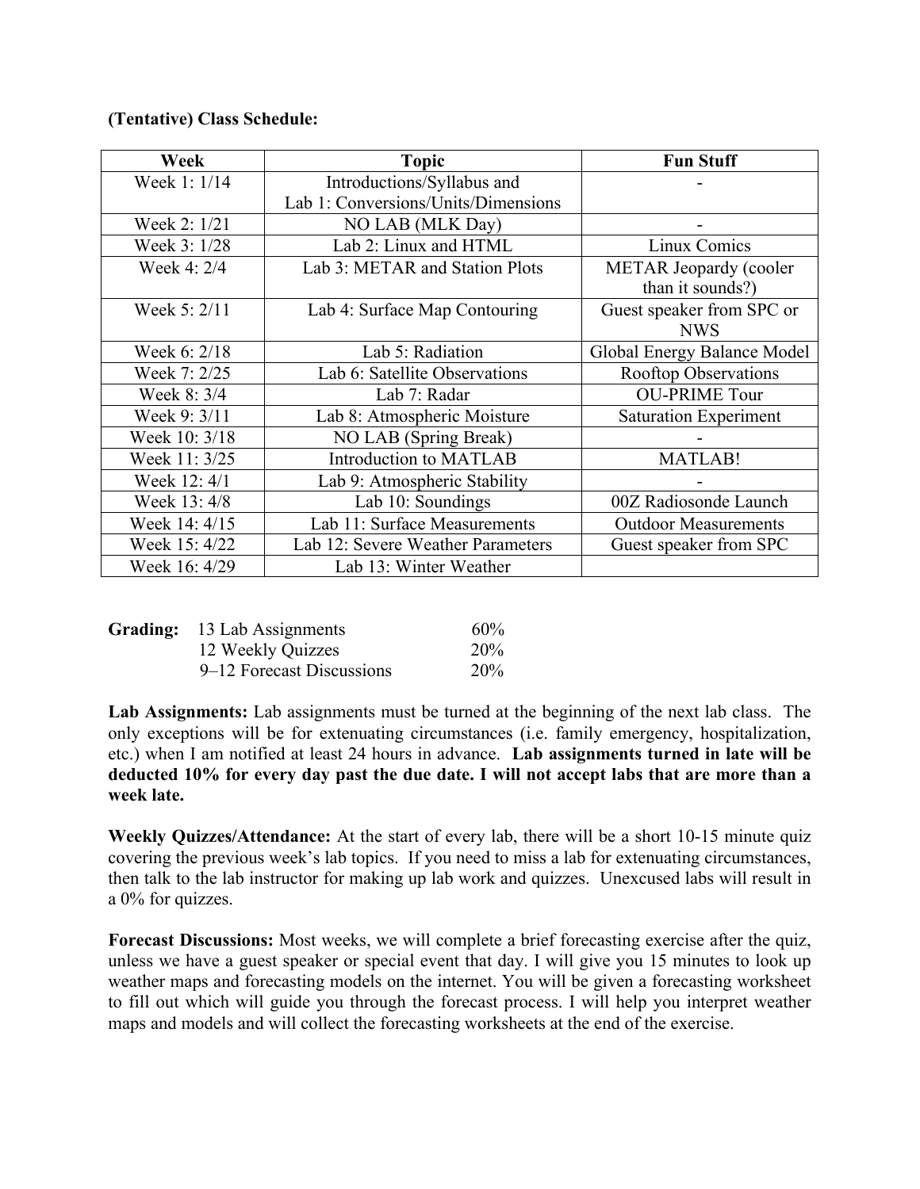**(Tentative) Class Schedule:**

| Week | Topic | Fun Stuff |
|---|---|---|
| Week 1: 1/14 | Introductions/Syllabus and Lab 1: Conversions/Units/Dimensions | - |
| Week 2: 1/21 | NO LAB (MLK Day) | - |
| Week 3: 1/28 | Lab 2: Linux and HTML | Linux Comics |
| Week 4: 2/4 | Lab 3: METAR and Station Plots | METAR Jeopardy (cooler than it sounds?) |
| Week 5: 2/11 | Lab 4: Surface Map Contouring | Guest speaker from SPC or NWS |
| Week 6: 2/18 | Lab 5: Radiation | Global Energy Balance Model |
| Week 7: 2/25 | Lab 6: Satellite Observations | Rooftop Observations |
| Week 8: 3/4 | Lab 7: Radar | OU-PRIME Tour |
| Week 9: 3/11 | Lab 8: Atmospheric Moisture | Saturation Experiment |
| Week 10: 3/18 | NO LAB (Spring Break) | - |
| Week 11: 3/25 | Introduction to MATLAB | MATLAB! |
| Week 12: 4/1 | Lab 9: Atmospheric Stability | - |
| Week 13: 4/8 | Lab 10: Soundings | 00Z Radiosonde Launch |
| Week 14: 4/15 | Lab 11: Surface Measurements | Outdoor Measurements |
| Week 15: 4/22 | Lab 12: Severe Weather Parameters | Guest speaker from SPC |
| Week 16: 4/29 | Lab 13: Winter Weather | |

| **Grading:** | | |
|---|---|---|
| | 13 Lab Assignments | 60% |
| | 12 Weekly Quizzes | 20% |
| | 9–12 Forecast Discussions | 20% |

**Lab Assignments:** Lab assignments must be turned at the beginning of the next lab class. The only exceptions will be for extenuating circumstances (i.e. family emergency, hospitalization, etc.) when I am notified at least 24 hours in advance. **Lab assignments turned in late will be deducted 10% for every day past the due date. I will not accept labs that are more than a week late.**

**Weekly Quizzes/Attendance:** At the start of every lab, there will be a short 10-15 minute quiz covering the previous week's lab topics. If you need to miss a lab for extenuating circumstances, then talk to the lab instructor for making up lab work and quizzes. Unexcused labs will result in a 0% for quizzes.

**Forecast Discussions:** Most weeks, we will complete a brief forecasting exercise after the quiz, unless we have a guest speaker or special event that day. I will give you 15 minutes to look up weather maps and forecasting models on the internet. You will be given a forecasting worksheet to fill out which will guide you through the forecast process. I will help you interpret weather maps and models and will collect the forecasting worksheets at the end of the exercise.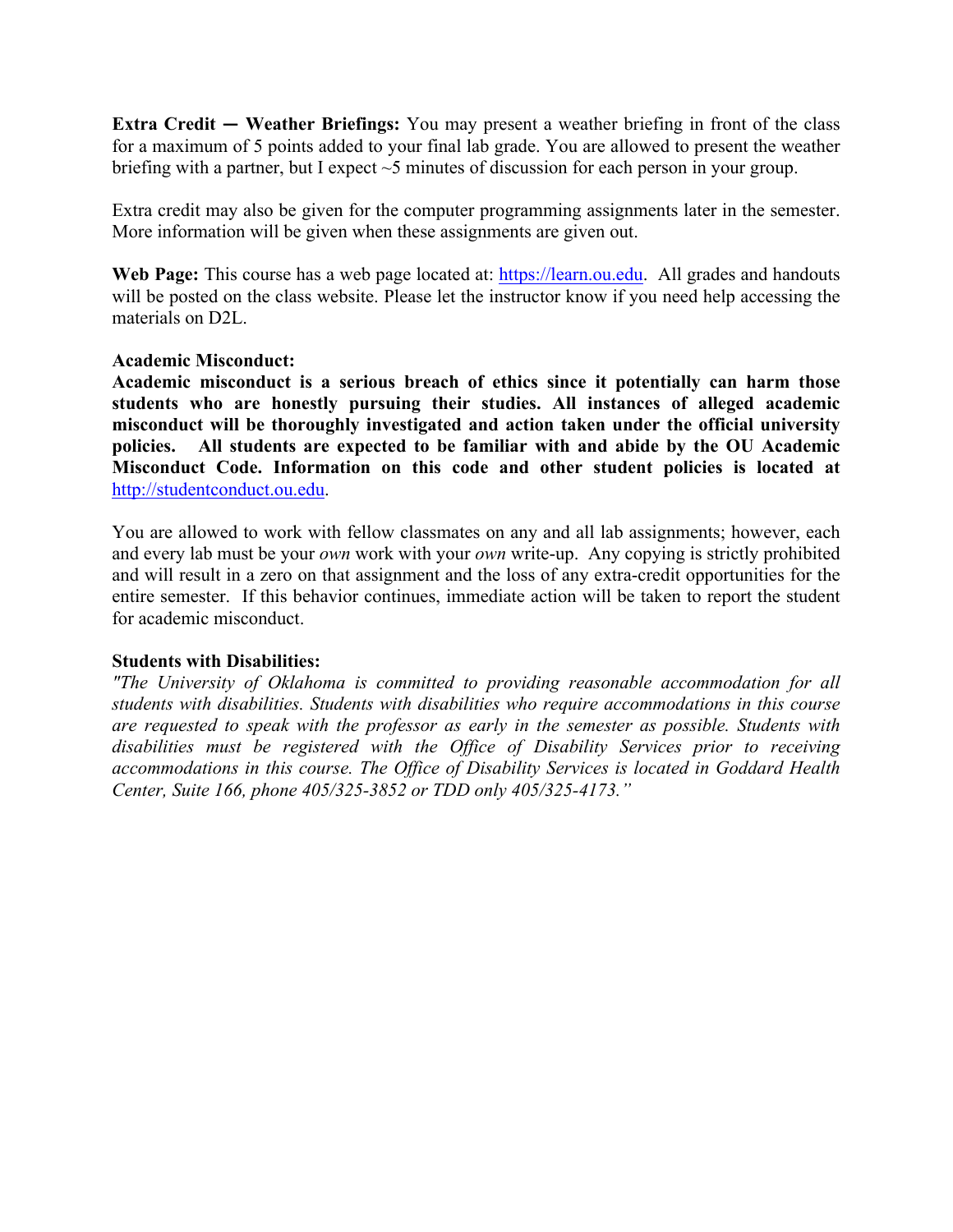**Extra Credit ─ Weather Briefings:** You may present a weather briefing in front of the class for a maximum of 5 points added to your final lab grade. You are allowed to present the weather briefing with a partner, but I expect ~5 minutes of discussion for each person in your group.

Extra credit may also be given for the computer programming assignments later in the semester. More information will be given when these assignments are given out.

**Web Page:** This course has a web page located at: [https://learn.ou.edu](https://learn.ou.edu). All grades and handouts will be posted on the class website. Please let the instructor know if you need help accessing the materials on D2L.

**Academic Misconduct:**

**Academic misconduct is a serious breach of ethics since it potentially can harm those students who are honestly pursuing their studies. All instances of alleged academic misconduct will be thoroughly investigated and action taken under the official university policies. All students are expected to be familiar with and abide by the OU Academic Misconduct Code. Information on this code and other student policies is located at** [http://studentconduct.ou.edu](http://studentconduct.ou.edu).

You are allowed to work with fellow classmates on any and all lab assignments; however, each and every lab must be your *own* work with your *own* write-up. Any copying is strictly prohibited and will result in a zero on that assignment and the loss of any extra-credit opportunities for the entire semester. If this behavior continues, immediate action will be taken to report the student for academic misconduct.

**Students with Disabilities:**

*"The University of Oklahoma is committed to providing reasonable accommodation for all students with disabilities. Students with disabilities who require accommodations in this course are requested to speak with the professor as early in the semester as possible. Students with disabilities must be registered with the Office of Disability Services prior to receiving accommodations in this course. The Office of Disability Services is located in Goddard Health Center, Suite 166, phone 405/325-3852 or TDD only 405/325-4173."*